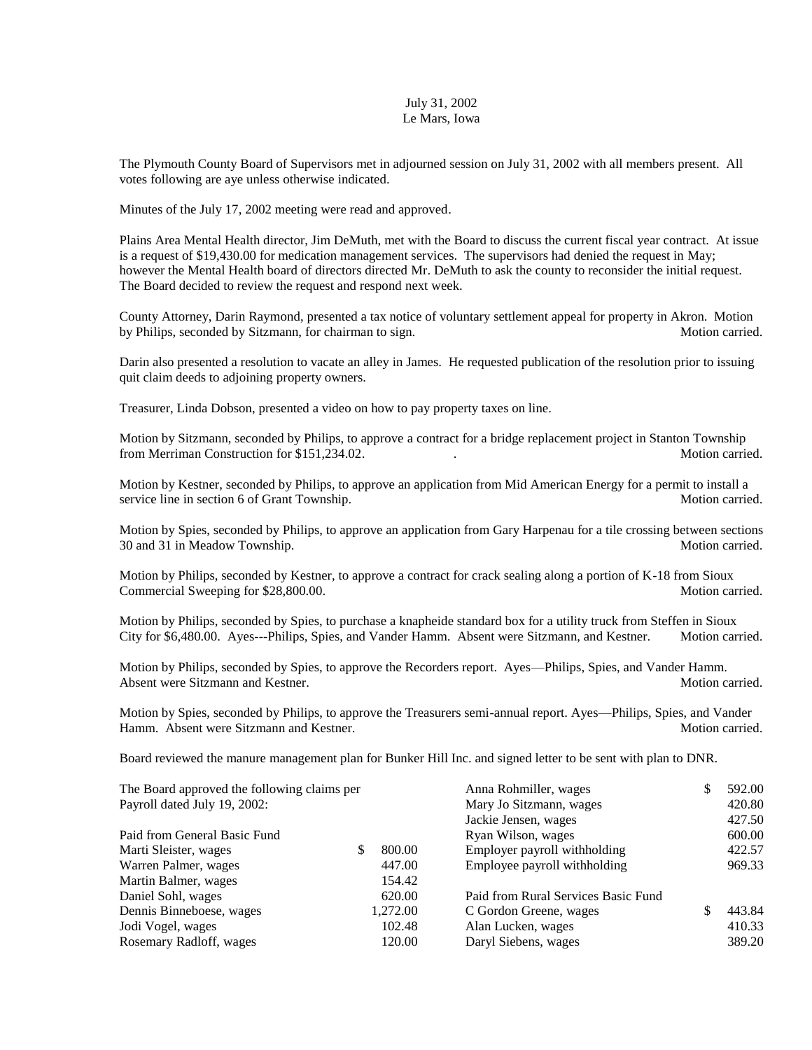July 31, 2002
Le Mars, Iowa

The Plymouth County Board of Supervisors met in adjourned session on July 31, 2002 with all members present. All votes following are aye unless otherwise indicated.

Minutes of the July 17, 2002 meeting were read and approved.

Plains Area Mental Health director, Jim DeMuth, met with the Board to discuss the current fiscal year contract. At issue is a request of $19,430.00 for medication management services. The supervisors had denied the request in May; however the Mental Health board of directors directed Mr. DeMuth to ask the county to reconsider the initial request. The Board decided to review the request and respond next week.

County Attorney, Darin Raymond, presented a tax notice of voluntary settlement appeal for property in Akron. Motion by Philips, seconded by Sitzmann, for chairman to sign. Motion carried.

Darin also presented a resolution to vacate an alley in James. He requested publication of the resolution prior to issuing quit claim deeds to adjoining property owners.

Treasurer, Linda Dobson, presented a video on how to pay property taxes on line.

Motion by Sitzmann, seconded by Philips, to approve a contract for a bridge replacement project in Stanton Township from Merriman Construction for $151,234.02. . Motion carried.

Motion by Kestner, seconded by Philips, to approve an application from Mid American Energy for a permit to install a service line in section 6 of Grant Township. Motion carried.

Motion by Spies, seconded by Philips, to approve an application from Gary Harpenau for a tile crossing between sections 30 and 31 in Meadow Township. Motion carried.

Motion by Philips, seconded by Kestner, to approve a contract for crack sealing along a portion of K-18 from Sioux Commercial Sweeping for $28,800.00. Motion carried.

Motion by Philips, seconded by Spies, to purchase a knapheide standard box for a utility truck from Steffen in Sioux City for $6,480.00. Ayes---Philips, Spies, and Vander Hamm. Absent were Sitzmann, and Kestner. Motion carried.

Motion by Philips, seconded by Spies, to approve the Recorders report. Ayes—Philips, Spies, and Vander Hamm. Absent were Sitzmann and Kestner. Motion carried.

Motion by Spies, seconded by Philips, to approve the Treasurers semi-annual report. Ayes—Philips, Spies, and Vander Hamm. Absent were Sitzmann and Kestner. Motion carried.

Board reviewed the manure management plan for Bunker Hill Inc. and signed letter to be sent with plan to DNR.

The Board approved the following claims per Payroll dated July 19, 2002:

Paid from General Basic Fund

| | |
|---|---|
| Marti Sleister, wages | $ 800.00 |
| Warren Palmer, wages | 447.00 |
| Martin Balmer, wages | 154.42 |
| Daniel Sohl, wages | 620.00 |
| Dennis Binneboese, wages | 1,272.00 |
| Jodi Vogel, wages | 102.48 |
| Rosemary Radloff, wages | 120.00 |
| Anna Rohmiller, wages | $ 592.00 |
| Mary Jo Sitzmann, wages | 420.80 |
| Jackie Jensen, wages | 427.50 |
| Ryan Wilson, wages | 600.00 |
| Employer payroll withholding | 422.57 |
| Employee payroll withholding | 969.33 |

Paid from Rural Services Basic Fund

| | |
|---|---|
| C Gordon Greene, wages | $ 443.84 |
| Alan Lucken, wages | 410.33 |
| Daryl Siebens, wages | 389.20 |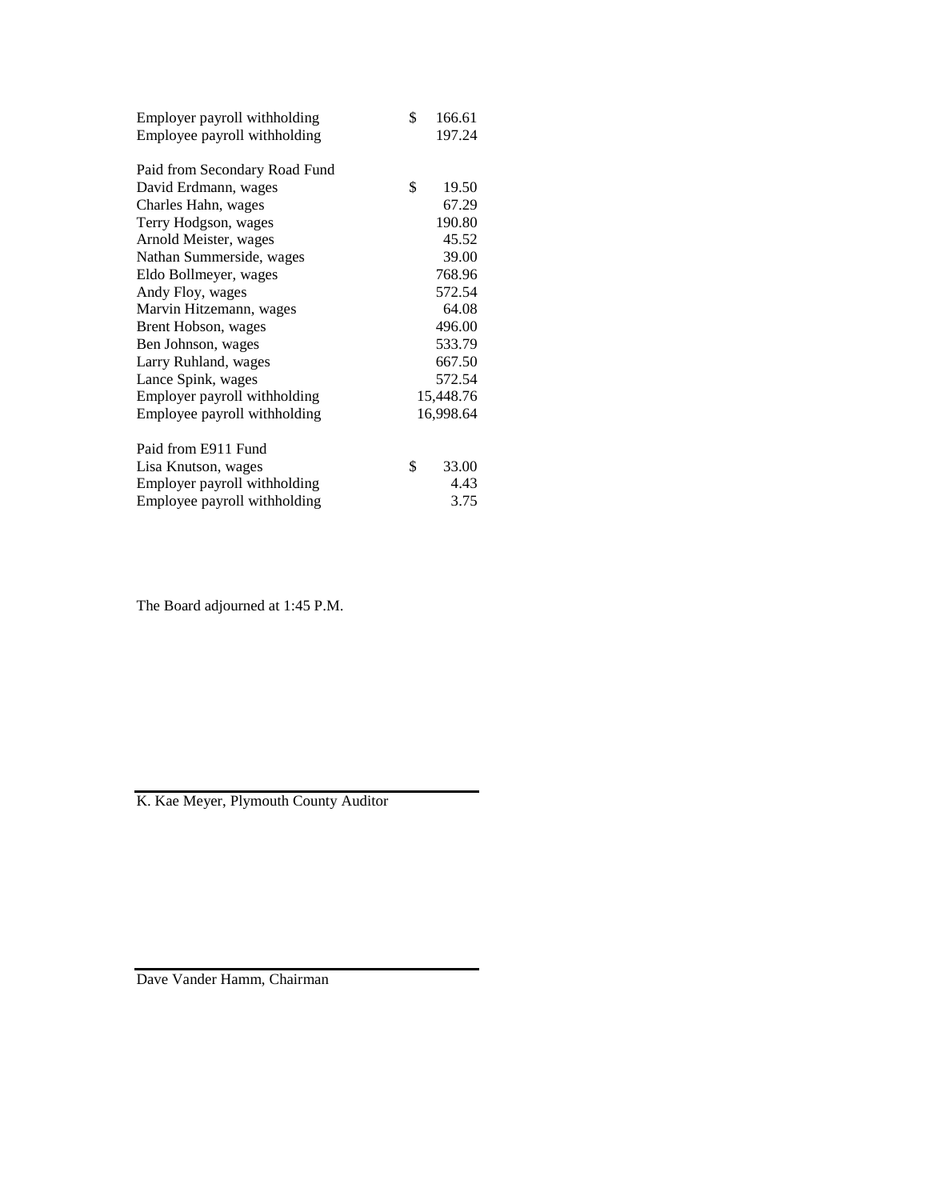| | |
|---|---|
| Employer payroll withholding | $ 166.61 |
| Employee payroll withholding | 197.24 |
| | |
| Paid from Secondary Road Fund | |
| David Erdmann, wages | $ 19.50 |
| Charles Hahn, wages | 67.29 |
| Terry Hodgson, wages | 190.80 |
| Arnold Meister, wages | 45.52 |
| Nathan Summerside, wages | 39.00 |
| Eldo Bollmeyer, wages | 768.96 |
| Andy Floy, wages | 572.54 |
| Marvin Hitzemann, wages | 64.08 |
| Brent Hobson, wages | 496.00 |
| Ben Johnson, wages | 533.79 |
| Larry Ruhland, wages | 667.50 |
| Lance Spink, wages | 572.54 |
| Employer payroll withholding | 15,448.76 |
| Employee payroll withholding | 16,998.64 |
| | |
| Paid from E911 Fund | |
| Lisa Knutson, wages | $ 33.00 |
| Employer payroll withholding | 4.43 |
| Employee payroll withholding | 3.75 |

The Board adjourned at 1:45 P.M.

K. Kae Meyer, Plymouth County Auditor

Dave Vander Hamm, Chairman